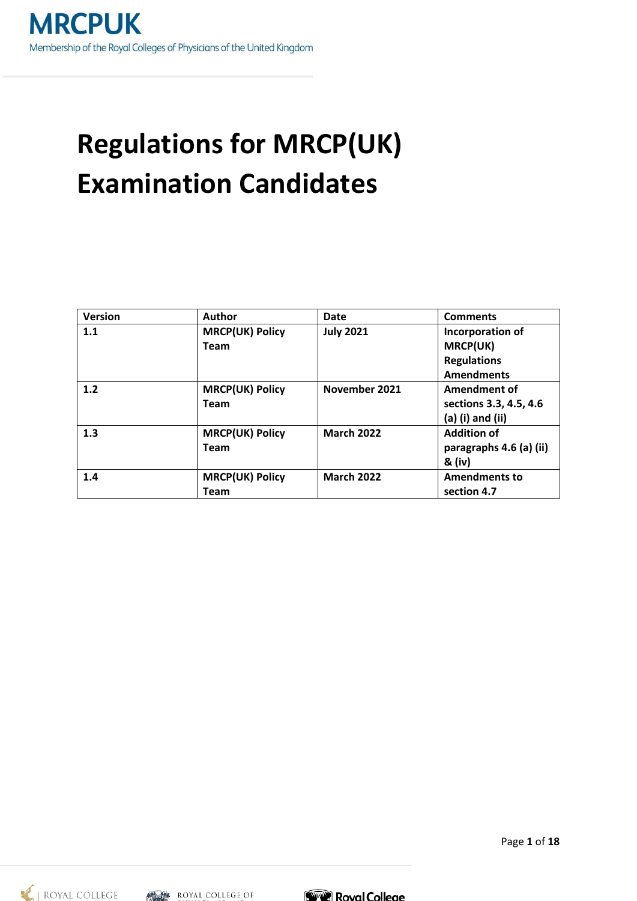MRCPUK

Membership of the Royal Colleges of Physicians of the United Kingdom

# Regulations for MRCP(UK) Examination Candidates

| Version | Author | Date | Comments |
|---|---|---|---|
| 1.1 | MRCP(UK) Policy Team | July 2021 | Incorporation of MRCP(UK) Regulations Amendments |
| 1.2 | MRCP(UK) Policy Team | November 2021 | Amendment of sections 3.3, 4.5, 4.6 (a) (i) and (ii) |
| 1.3 | MRCP(UK) Policy Team | March 2022 | Addition of paragraphs 4.6 (a) (ii) & (iv) |
| 1.4 | MRCP(UK) Policy Team | March 2022 | Amendments to section 4.7 |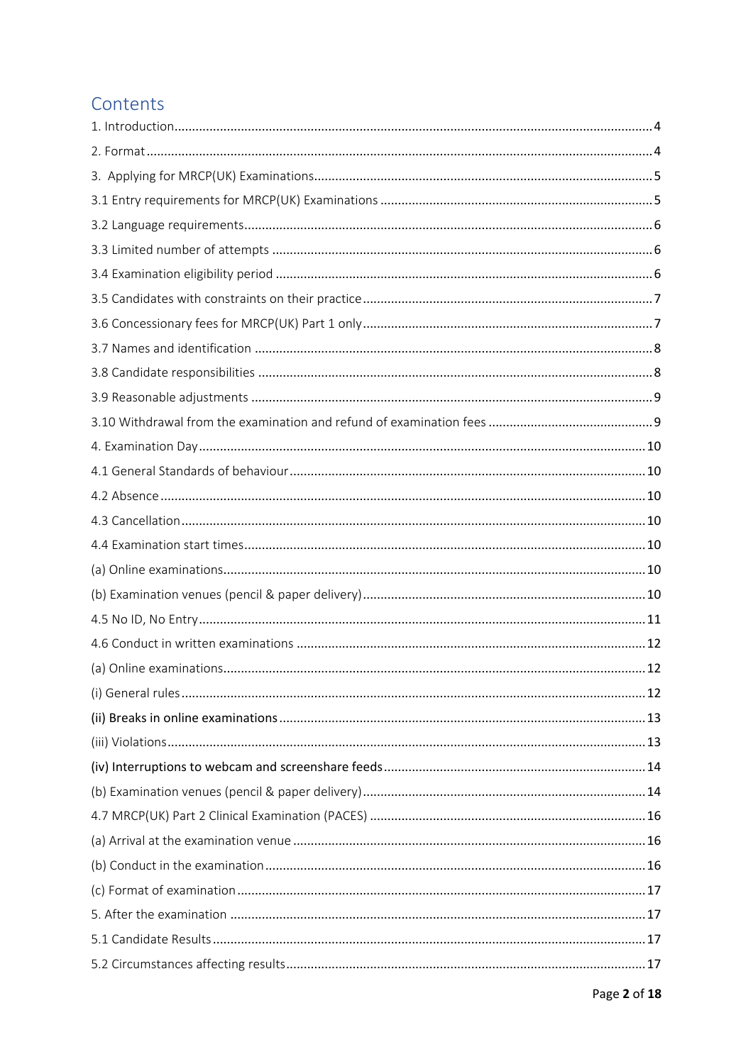# Contents

1. Introduction.....4
2. Format.....4
3. Applying for MRCP(UK) Examinations.....5
3.1 Entry requirements for MRCP(UK) Examinations.....5
3.2 Language requirements.....6
3.3 Limited number of attempts.....6
3.4 Examination eligibility period.....6
3.5 Candidates with constraints on their practice.....7
3.6 Concessionary fees for MRCP(UK) Part 1 only.....7
3.7 Names and identification.....8
3.8 Candidate responsibilities.....8
3.9 Reasonable adjustments.....9
3.10 Withdrawal from the examination and refund of examination fees.....9
4. Examination Day.....10
4.1 General Standards of behaviour.....10
4.2 Absence.....10
4.3 Cancellation.....10
4.4 Examination start times.....10
(a) Online examinations.....10
(b) Examination venues (pencil & paper delivery).....10
4.5 No ID, No Entry.....11
4.6 Conduct in written examinations.....12
(a) Online examinations.....12
(i) General rules.....12
(ii) Breaks in online examinations.....13
(iii) Violations.....13
(iv) Interruptions to webcam and screenshare feeds.....14
(b) Examination venues (pencil & paper delivery).....14
4.7 MRCP(UK) Part 2 Clinical Examination (PACES).....16
(a) Arrival at the examination venue.....16
(b) Conduct in the examination.....16
(c) Format of examination.....17
5. After the examination.....17
5.1 Candidate Results.....17
5.2 Circumstances affecting results.....17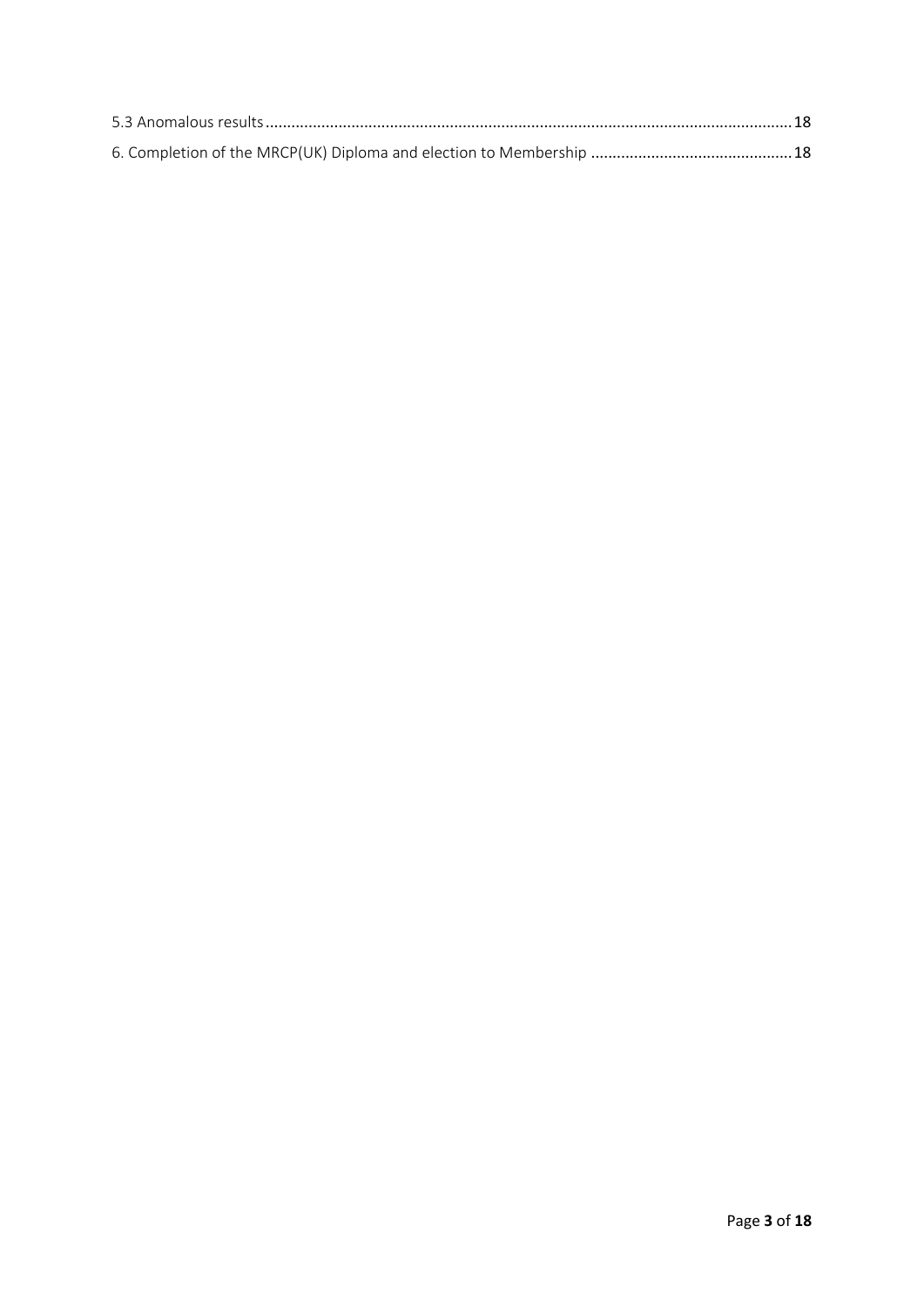5.3 Anomalous results....................................................................................................................................18

6. Completion of the MRCP(UK) Diploma and election to Membership ..............................................18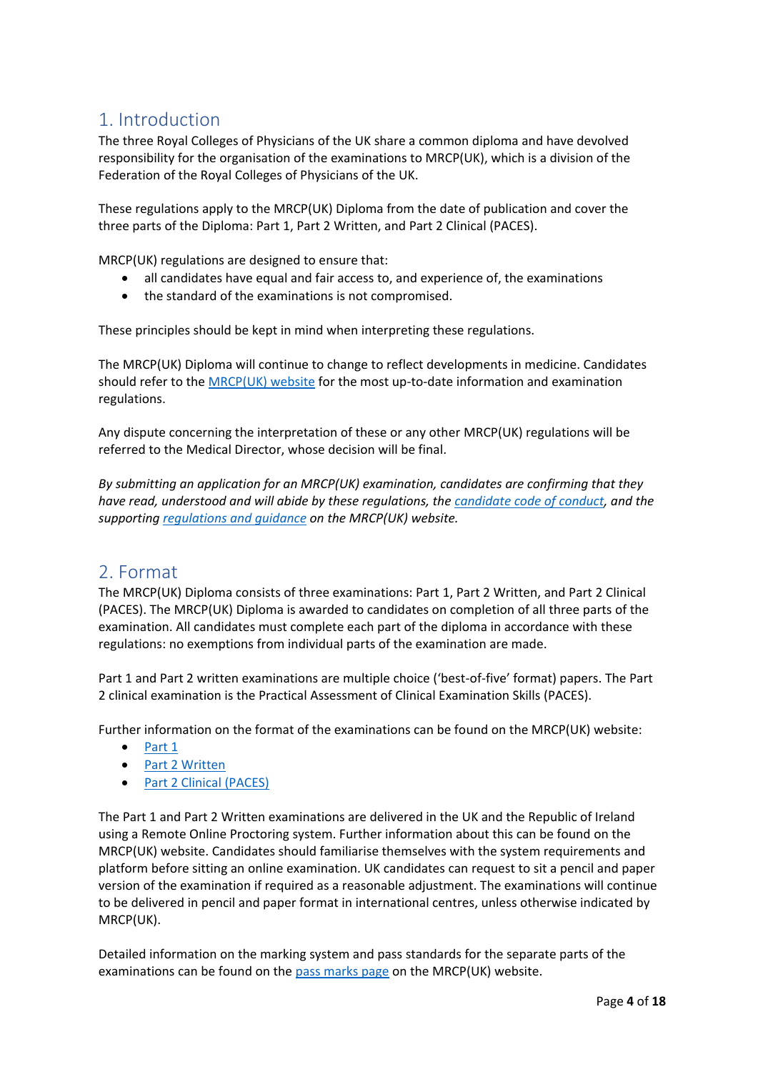## 1. Introduction

The three Royal Colleges of Physicians of the UK share a common diploma and have devolved responsibility for the organisation of the examinations to MRCP(UK), which is a division of the Federation of the Royal Colleges of Physicians of the UK.

These regulations apply to the MRCP(UK) Diploma from the date of publication and cover the three parts of the Diploma: Part 1, Part 2 Written, and Part 2 Clinical (PACES).

MRCP(UK) regulations are designed to ensure that:

- all candidates have equal and fair access to, and experience of, the examinations
- the standard of the examinations is not compromised.

These principles should be kept in mind when interpreting these regulations.

The MRCP(UK) Diploma will continue to change to reflect developments in medicine. Candidates should refer to the MRCP(UK) website for the most up-to-date information and examination regulations.

Any dispute concerning the interpretation of these or any other MRCP(UK) regulations will be referred to the Medical Director, whose decision will be final.

*By submitting an application for an MRCP(UK) examination, candidates are confirming that they have read, understood and will abide by these regulations, the candidate code of conduct, and the supporting regulations and guidance on the MRCP(UK) website.*

## 2. Format

The MRCP(UK) Diploma consists of three examinations: Part 1, Part 2 Written, and Part 2 Clinical (PACES). The MRCP(UK) Diploma is awarded to candidates on completion of all three parts of the examination. All candidates must complete each part of the diploma in accordance with these regulations: no exemptions from individual parts of the examination are made.

Part 1 and Part 2 written examinations are multiple choice ('best-of-five' format) papers. The Part 2 clinical examination is the Practical Assessment of Clinical Examination Skills (PACES).

Further information on the format of the examinations can be found on the MRCP(UK) website:

- Part 1
- Part 2 Written
- Part 2 Clinical (PACES)

The Part 1 and Part 2 Written examinations are delivered in the UK and the Republic of Ireland using a Remote Online Proctoring system. Further information about this can be found on the MRCP(UK) website. Candidates should familiarise themselves with the system requirements and platform before sitting an online examination. UK candidates can request to sit a pencil and paper version of the examination if required as a reasonable adjustment. The examinations will continue to be delivered in pencil and paper format in international centres, unless otherwise indicated by MRCP(UK).

Detailed information on the marking system and pass standards for the separate parts of the examinations can be found on the pass marks page on the MRCP(UK) website.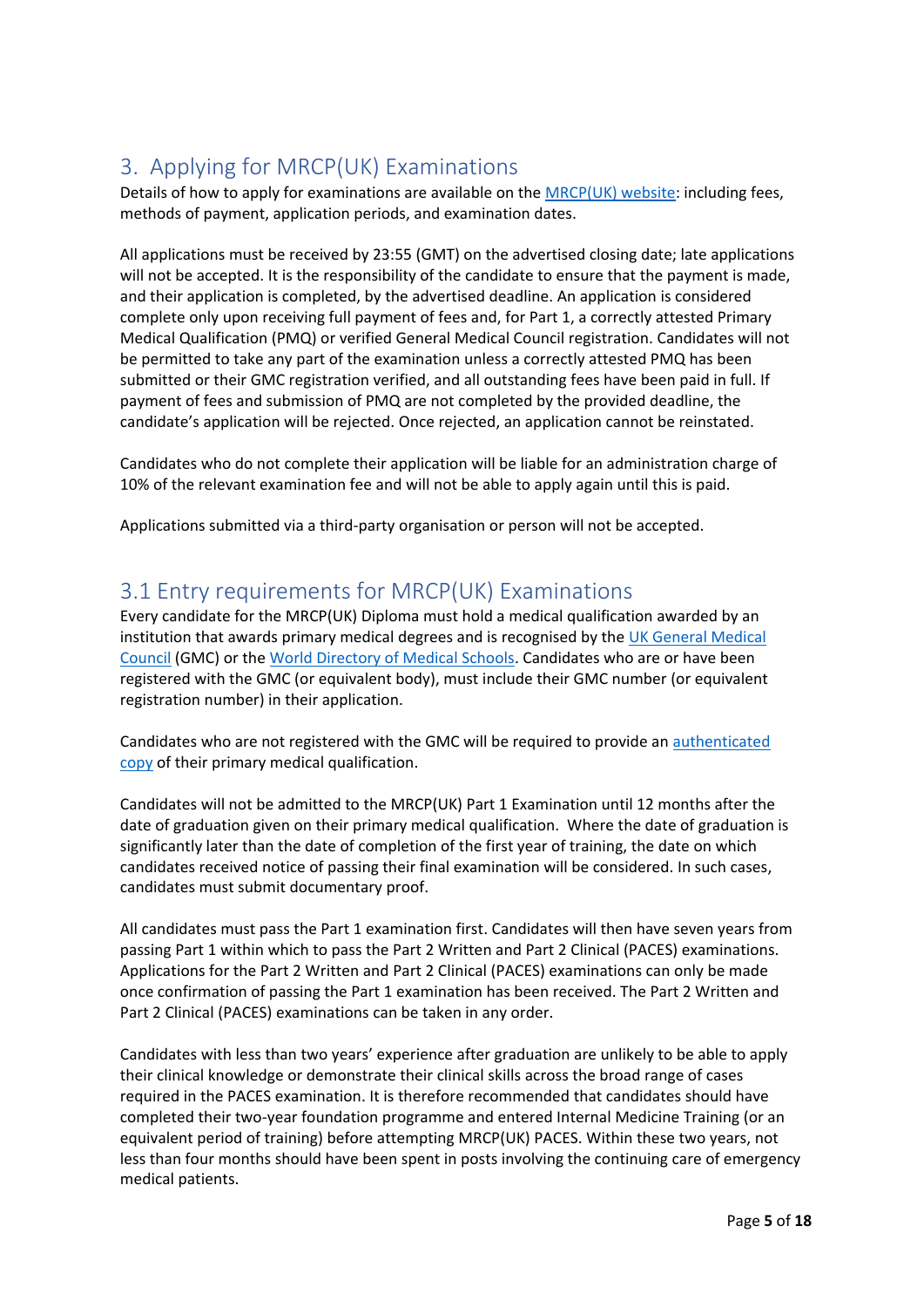## 3. Applying for MRCP(UK) Examinations

Details of how to apply for examinations are available on the MRCP(UK) website: including fees, methods of payment, application periods, and examination dates.

All applications must be received by 23:55 (GMT) on the advertised closing date; late applications will not be accepted. It is the responsibility of the candidate to ensure that the payment is made, and their application is completed, by the advertised deadline. An application is considered complete only upon receiving full payment of fees and, for Part 1, a correctly attested Primary Medical Qualification (PMQ) or verified General Medical Council registration. Candidates will not be permitted to take any part of the examination unless a correctly attested PMQ has been submitted or their GMC registration verified, and all outstanding fees have been paid in full. If payment of fees and submission of PMQ are not completed by the provided deadline, the candidate's application will be rejected. Once rejected, an application cannot be reinstated.

Candidates who do not complete their application will be liable for an administration charge of 10% of the relevant examination fee and will not be able to apply again until this is paid.

Applications submitted via a third-party organisation or person will not be accepted.

## 3.1 Entry requirements for MRCP(UK) Examinations

Every candidate for the MRCP(UK) Diploma must hold a medical qualification awarded by an institution that awards primary medical degrees and is recognised by the UK General Medical Council (GMC) or the World Directory of Medical Schools. Candidates who are or have been registered with the GMC (or equivalent body), must include their GMC number (or equivalent registration number) in their application.

Candidates who are not registered with the GMC will be required to provide an authenticated copy of their primary medical qualification.

Candidates will not be admitted to the MRCP(UK) Part 1 Examination until 12 months after the date of graduation given on their primary medical qualification. Where the date of graduation is significantly later than the date of completion of the first year of training, the date on which candidates received notice of passing their final examination will be considered. In such cases, candidates must submit documentary proof.

All candidates must pass the Part 1 examination first. Candidates will then have seven years from passing Part 1 within which to pass the Part 2 Written and Part 2 Clinical (PACES) examinations. Applications for the Part 2 Written and Part 2 Clinical (PACES) examinations can only be made once confirmation of passing the Part 1 examination has been received. The Part 2 Written and Part 2 Clinical (PACES) examinations can be taken in any order.

Candidates with less than two years' experience after graduation are unlikely to be able to apply their clinical knowledge or demonstrate their clinical skills across the broad range of cases required in the PACES examination. It is therefore recommended that candidates should have completed their two-year foundation programme and entered Internal Medicine Training (or an equivalent period of training) before attempting MRCP(UK) PACES. Within these two years, not less than four months should have been spent in posts involving the continuing care of emergency medical patients.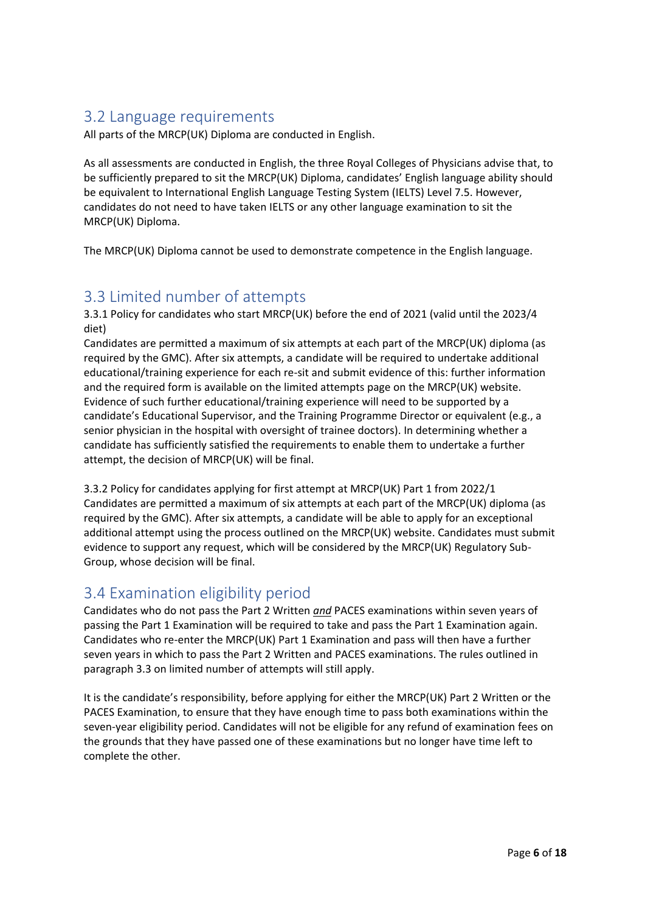## 3.2 Language requirements

All parts of the MRCP(UK) Diploma are conducted in English.

As all assessments are conducted in English, the three Royal Colleges of Physicians advise that, to be sufficiently prepared to sit the MRCP(UK) Diploma, candidates' English language ability should be equivalent to International English Language Testing System (IELTS) Level 7.5. However, candidates do not need to have taken IELTS or any other language examination to sit the MRCP(UK) Diploma.

The MRCP(UK) Diploma cannot be used to demonstrate competence in the English language.

## 3.3 Limited number of attempts

3.3.1 Policy for candidates who start MRCP(UK) before the end of 2021 (valid until the 2023/4 diet)

Candidates are permitted a maximum of six attempts at each part of the MRCP(UK) diploma (as required by the GMC). After six attempts, a candidate will be required to undertake additional educational/training experience for each re-sit and submit evidence of this: further information and the required form is available on the limited attempts page on the MRCP(UK) website. Evidence of such further educational/training experience will need to be supported by a candidate's Educational Supervisor, and the Training Programme Director or equivalent (e.g., a senior physician in the hospital with oversight of trainee doctors). In determining whether a candidate has sufficiently satisfied the requirements to enable them to undertake a further attempt, the decision of MRCP(UK) will be final.

3.3.2 Policy for candidates applying for first attempt at MRCP(UK) Part 1 from 2022/1

Candidates are permitted a maximum of six attempts at each part of the MRCP(UK) diploma (as required by the GMC). After six attempts, a candidate will be able to apply for an exceptional additional attempt using the process outlined on the MRCP(UK) website. Candidates must submit evidence to support any request, which will be considered by the MRCP(UK) Regulatory Sub-Group, whose decision will be final.

## 3.4 Examination eligibility period

Candidates who do not pass the Part 2 Written ***and*** PACES examinations within seven years of passing the Part 1 Examination will be required to take and pass the Part 1 Examination again. Candidates who re-enter the MRCP(UK) Part 1 Examination and pass will then have a further seven years in which to pass the Part 2 Written and PACES examinations. The rules outlined in paragraph 3.3 on limited number of attempts will still apply.

It is the candidate's responsibility, before applying for either the MRCP(UK) Part 2 Written or the PACES Examination, to ensure that they have enough time to pass both examinations within the seven-year eligibility period. Candidates will not be eligible for any refund of examination fees on the grounds that they have passed one of these examinations but no longer have time left to complete the other.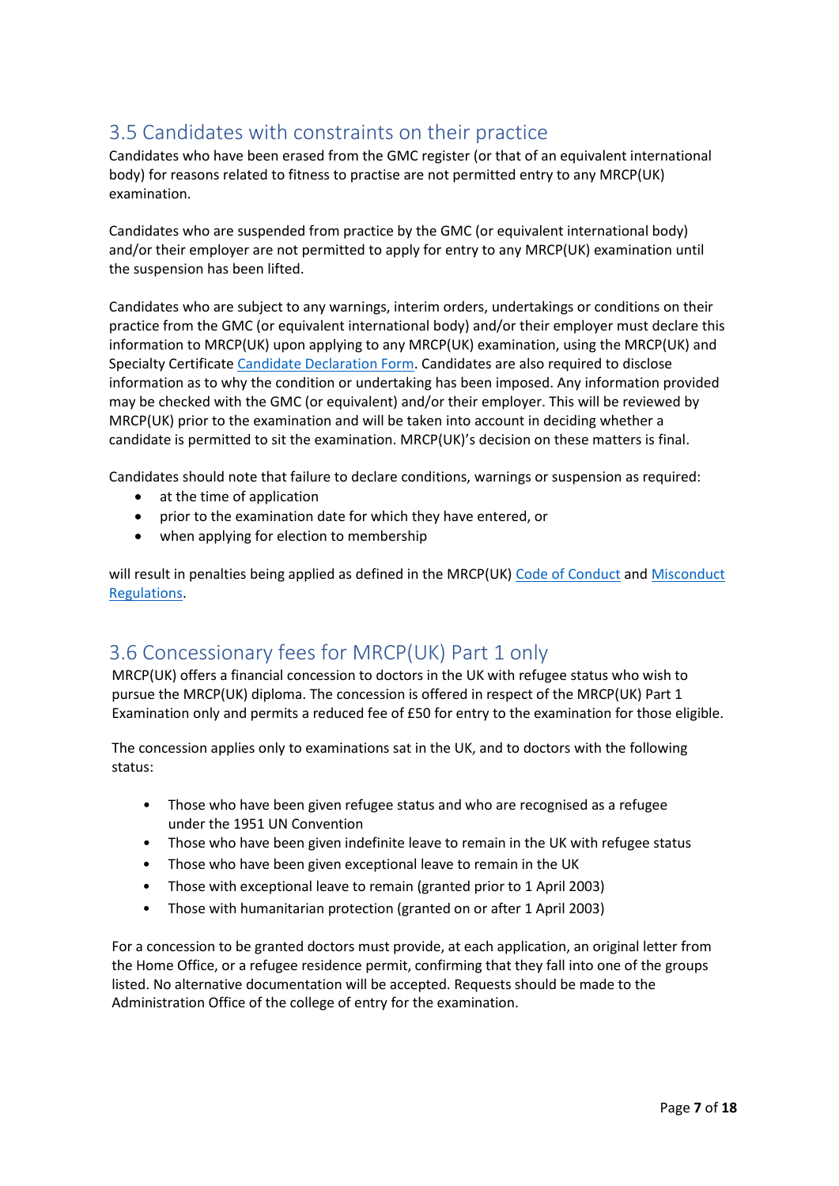## 3.5 Candidates with constraints on their practice

Candidates who have been erased from the GMC register (or that of an equivalent international body) for reasons related to fitness to practise are not permitted entry to any MRCP(UK) examination.

Candidates who are suspended from practice by the GMC (or equivalent international body) and/or their employer are not permitted to apply for entry to any MRCP(UK) examination until the suspension has been lifted.

Candidates who are subject to any warnings, interim orders, undertakings or conditions on their practice from the GMC (or equivalent international body) and/or their employer must declare this information to MRCP(UK) upon applying to any MRCP(UK) examination, using the MRCP(UK) and Specialty Certificate Candidate Declaration Form. Candidates are also required to disclose information as to why the condition or undertaking has been imposed. Any information provided may be checked with the GMC (or equivalent) and/or their employer. This will be reviewed by MRCP(UK) prior to the examination and will be taken into account in deciding whether a candidate is permitted to sit the examination. MRCP(UK)'s decision on these matters is final.

Candidates should note that failure to declare conditions, warnings or suspension as required:

- at the time of application
- prior to the examination date for which they have entered, or
- when applying for election to membership

will result in penalties being applied as defined in the MRCP(UK) Code of Conduct and Misconduct Regulations.

## 3.6 Concessionary fees for MRCP(UK) Part 1 only

MRCP(UK) offers a financial concession to doctors in the UK with refugee status who wish to pursue the MRCP(UK) diploma. The concession is offered in respect of the MRCP(UK) Part 1 Examination only and permits a reduced fee of £50 for entry to the examination for those eligible.

The concession applies only to examinations sat in the UK, and to doctors with the following status:

- Those who have been given refugee status and who are recognised as a refugee under the 1951 UN Convention
- Those who have been given indefinite leave to remain in the UK with refugee status
- Those who have been given exceptional leave to remain in the UK
- Those with exceptional leave to remain (granted prior to 1 April 2003)
- Those with humanitarian protection (granted on or after 1 April 2003)

For a concession to be granted doctors must provide, at each application, an original letter from the Home Office, or a refugee residence permit, confirming that they fall into one of the groups listed. No alternative documentation will be accepted. Requests should be made to the Administration Office of the college of entry for the examination.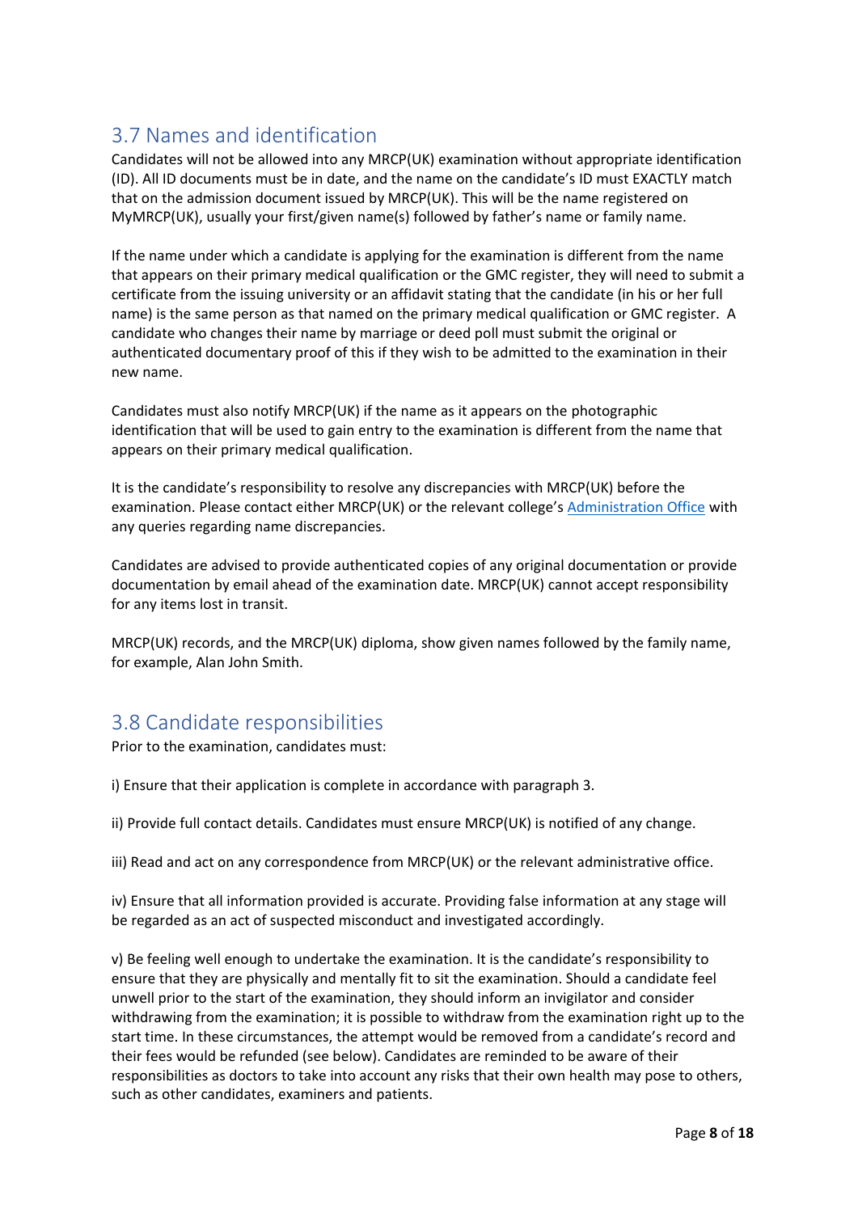## 3.7 Names and identification

Candidates will not be allowed into any MRCP(UK) examination without appropriate identification (ID). All ID documents must be in date, and the name on the candidate's ID must EXACTLY match that on the admission document issued by MRCP(UK). This will be the name registered on MyMRCP(UK), usually your first/given name(s) followed by father's name or family name.

If the name under which a candidate is applying for the examination is different from the name that appears on their primary medical qualification or the GMC register, they will need to submit a certificate from the issuing university or an affidavit stating that the candidate (in his or her full name) is the same person as that named on the primary medical qualification or GMC register. A candidate who changes their name by marriage or deed poll must submit the original or authenticated documentary proof of this if they wish to be admitted to the examination in their new name.

Candidates must also notify MRCP(UK) if the name as it appears on the photographic identification that will be used to gain entry to the examination is different from the name that appears on their primary medical qualification.

It is the candidate's responsibility to resolve any discrepancies with MRCP(UK) before the examination. Please contact either MRCP(UK) or the relevant college's Administration Office with any queries regarding name discrepancies.

Candidates are advised to provide authenticated copies of any original documentation or provide documentation by email ahead of the examination date. MRCP(UK) cannot accept responsibility for any items lost in transit.

MRCP(UK) records, and the MRCP(UK) diploma, show given names followed by the family name, for example, Alan John Smith.

## 3.8 Candidate responsibilities

Prior to the examination, candidates must:

i) Ensure that their application is complete in accordance with paragraph 3.

ii) Provide full contact details. Candidates must ensure MRCP(UK) is notified of any change.

iii) Read and act on any correspondence from MRCP(UK) or the relevant administrative office.

iv) Ensure that all information provided is accurate. Providing false information at any stage will be regarded as an act of suspected misconduct and investigated accordingly.

v) Be feeling well enough to undertake the examination. It is the candidate's responsibility to ensure that they are physically and mentally fit to sit the examination. Should a candidate feel unwell prior to the start of the examination, they should inform an invigilator and consider withdrawing from the examination; it is possible to withdraw from the examination right up to the start time. In these circumstances, the attempt would be removed from a candidate's record and their fees would be refunded (see below). Candidates are reminded to be aware of their responsibilities as doctors to take into account any risks that their own health may pose to others, such as other candidates, examiners and patients.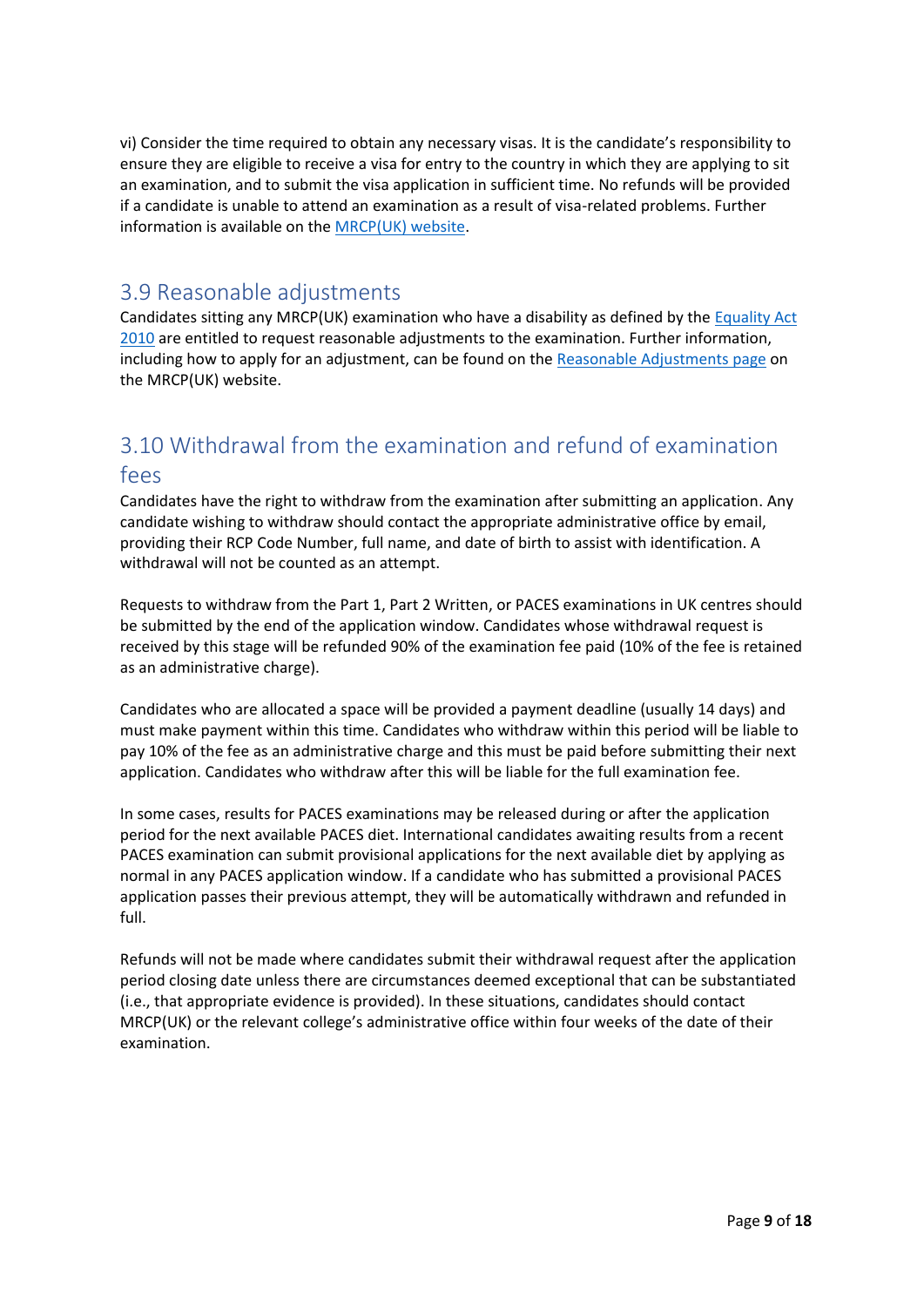vi) Consider the time required to obtain any necessary visas. It is the candidate's responsibility to ensure they are eligible to receive a visa for entry to the country in which they are applying to sit an examination, and to submit the visa application in sufficient time. No refunds will be provided if a candidate is unable to attend an examination as a result of visa-related problems. Further information is available on the MRCP(UK) website.

## 3.9 Reasonable adjustments

Candidates sitting any MRCP(UK) examination who have a disability as defined by the Equality Act 2010 are entitled to request reasonable adjustments to the examination. Further information, including how to apply for an adjustment, can be found on the Reasonable Adjustments page on the MRCP(UK) website.

## 3.10 Withdrawal from the examination and refund of examination fees

Candidates have the right to withdraw from the examination after submitting an application. Any candidate wishing to withdraw should contact the appropriate administrative office by email, providing their RCP Code Number, full name, and date of birth to assist with identification. A withdrawal will not be counted as an attempt.

Requests to withdraw from the Part 1, Part 2 Written, or PACES examinations in UK centres should be submitted by the end of the application window. Candidates whose withdrawal request is received by this stage will be refunded 90% of the examination fee paid (10% of the fee is retained as an administrative charge).

Candidates who are allocated a space will be provided a payment deadline (usually 14 days) and must make payment within this time. Candidates who withdraw within this period will be liable to pay 10% of the fee as an administrative charge and this must be paid before submitting their next application. Candidates who withdraw after this will be liable for the full examination fee.

In some cases, results for PACES examinations may be released during or after the application period for the next available PACES diet. International candidates awaiting results from a recent PACES examination can submit provisional applications for the next available diet by applying as normal in any PACES application window. If a candidate who has submitted a provisional PACES application passes their previous attempt, they will be automatically withdrawn and refunded in full.

Refunds will not be made where candidates submit their withdrawal request after the application period closing date unless there are circumstances deemed exceptional that can be substantiated (i.e., that appropriate evidence is provided). In these situations, candidates should contact MRCP(UK) or the relevant college's administrative office within four weeks of the date of their examination.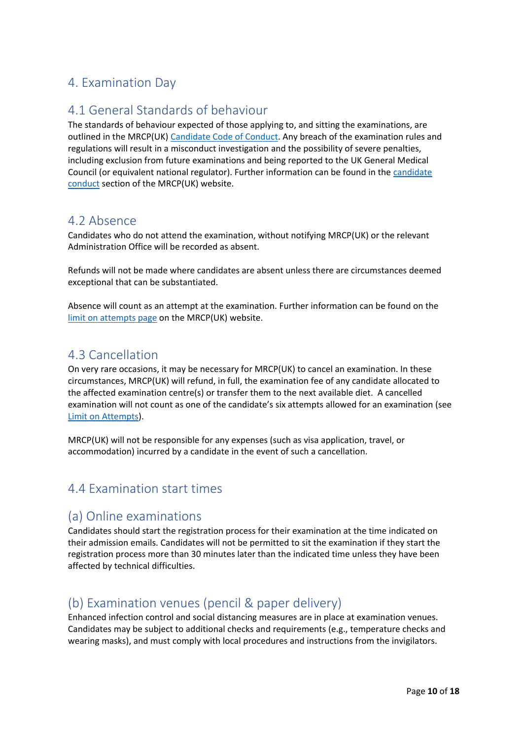## 4. Examination Day

### 4.1 General Standards of behaviour

The standards of behaviour expected of those applying to, and sitting the examinations, are outlined in the MRCP(UK) Candidate Code of Conduct. Any breach of the examination rules and regulations will result in a misconduct investigation and the possibility of severe penalties, including exclusion from future examinations and being reported to the UK General Medical Council (or equivalent national regulator). Further information can be found in the candidate conduct section of the MRCP(UK) website.

### 4.2 Absence

Candidates who do not attend the examination, without notifying MRCP(UK) or the relevant Administration Office will be recorded as absent.

Refunds will not be made where candidates are absent unless there are circumstances deemed exceptional that can be substantiated.

Absence will count as an attempt at the examination. Further information can be found on the limit on attempts page on the MRCP(UK) website.

### 4.3 Cancellation

On very rare occasions, it may be necessary for MRCP(UK) to cancel an examination. In these circumstances, MRCP(UK) will refund, in full, the examination fee of any candidate allocated to the affected examination centre(s) or transfer them to the next available diet. A cancelled examination will not count as one of the candidate's six attempts allowed for an examination (see Limit on Attempts).

MRCP(UK) will not be responsible for any expenses (such as visa application, travel, or accommodation) incurred by a candidate in the event of such a cancellation.

### 4.4 Examination start times

#### (a) Online examinations

Candidates should start the registration process for their examination at the time indicated on their admission emails. Candidates will not be permitted to sit the examination if they start the registration process more than 30 minutes later than the indicated time unless they have been affected by technical difficulties.

#### (b) Examination venues (pencil & paper delivery)

Enhanced infection control and social distancing measures are in place at examination venues. Candidates may be subject to additional checks and requirements (e.g., temperature checks and wearing masks), and must comply with local procedures and instructions from the invigilators.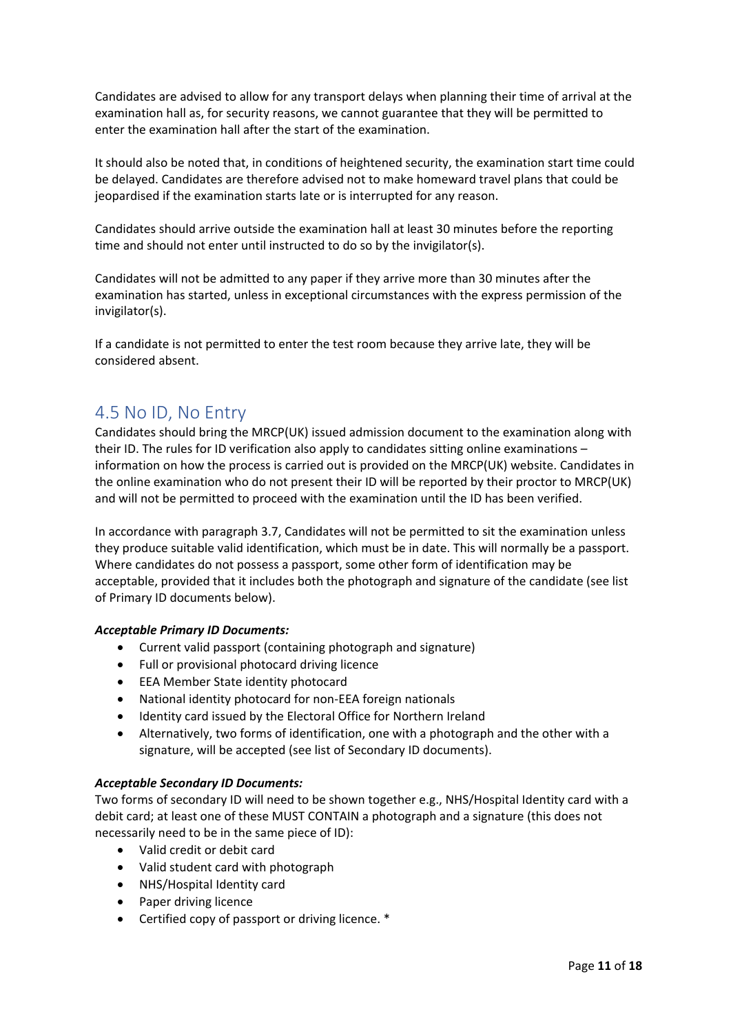Candidates are advised to allow for any transport delays when planning their time of arrival at the examination hall as, for security reasons, we cannot guarantee that they will be permitted to enter the examination hall after the start of the examination.

It should also be noted that, in conditions of heightened security, the examination start time could be delayed. Candidates are therefore advised not to make homeward travel plans that could be jeopardised if the examination starts late or is interrupted for any reason.

Candidates should arrive outside the examination hall at least 30 minutes before the reporting time and should not enter until instructed to do so by the invigilator(s).

Candidates will not be admitted to any paper if they arrive more than 30 minutes after the examination has started, unless in exceptional circumstances with the express permission of the invigilator(s).

If a candidate is not permitted to enter the test room because they arrive late, they will be considered absent.

## 4.5 No ID, No Entry

Candidates should bring the MRCP(UK) issued admission document to the examination along with their ID. The rules for ID verification also apply to candidates sitting online examinations – information on how the process is carried out is provided on the MRCP(UK) website. Candidates in the online examination who do not present their ID will be reported by their proctor to MRCP(UK) and will not be permitted to proceed with the examination until the ID has been verified.

In accordance with paragraph 3.7, Candidates will not be permitted to sit the examination unless they produce suitable valid identification, which must be in date. This will normally be a passport. Where candidates do not possess a passport, some other form of identification may be acceptable, provided that it includes both the photograph and signature of the candidate (see list of Primary ID documents below).

***Acceptable Primary ID Documents:***

- Current valid passport (containing photograph and signature)
- Full or provisional photocard driving licence
- EEA Member State identity photocard
- National identity photocard for non-EEA foreign nationals
- Identity card issued by the Electoral Office for Northern Ireland
- Alternatively, two forms of identification, one with a photograph and the other with a signature, will be accepted (see list of Secondary ID documents).

***Acceptable Secondary ID Documents:***

Two forms of secondary ID will need to be shown together e.g., NHS/Hospital Identity card with a debit card; at least one of these MUST CONTAIN a photograph and a signature (this does not necessarily need to be in the same piece of ID):

- Valid credit or debit card
- Valid student card with photograph
- NHS/Hospital Identity card
- Paper driving licence
- Certified copy of passport or driving licence. *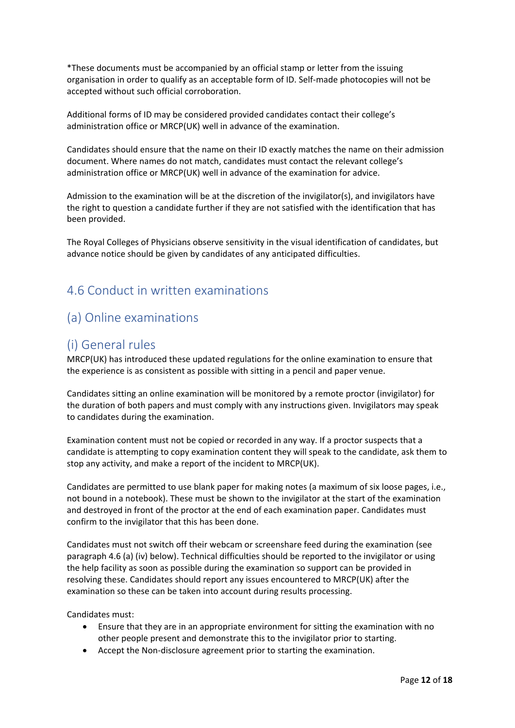*These documents must be accompanied by an official stamp or letter from the issuing organisation in order to qualify as an acceptable form of ID. Self-made photocopies will not be accepted without such official corroboration.

Additional forms of ID may be considered provided candidates contact their college's administration office or MRCP(UK) well in advance of the examination.

Candidates should ensure that the name on their ID exactly matches the name on their admission document. Where names do not match, candidates must contact the relevant college's administration office or MRCP(UK) well in advance of the examination for advice.

Admission to the examination will be at the discretion of the invigilator(s), and invigilators have the right to question a candidate further if they are not satisfied with the identification that has been provided.

The Royal Colleges of Physicians observe sensitivity in the visual identification of candidates, but advance notice should be given by candidates of any anticipated difficulties.

## 4.6 Conduct in written examinations

## (a) Online examinations

### (i) General rules

MRCP(UK) has introduced these updated regulations for the online examination to ensure that the experience is as consistent as possible with sitting in a pencil and paper venue.

Candidates sitting an online examination will be monitored by a remote proctor (invigilator) for the duration of both papers and must comply with any instructions given. Invigilators may speak to candidates during the examination.

Examination content must not be copied or recorded in any way. If a proctor suspects that a candidate is attempting to copy examination content they will speak to the candidate, ask them to stop any activity, and make a report of the incident to MRCP(UK).

Candidates are permitted to use blank paper for making notes (a maximum of six loose pages, i.e., not bound in a notebook). These must be shown to the invigilator at the start of the examination and destroyed in front of the proctor at the end of each examination paper. Candidates must confirm to the invigilator that this has been done.

Candidates must not switch off their webcam or screenshare feed during the examination (see paragraph 4.6 (a) (iv) below). Technical difficulties should be reported to the invigilator or using the help facility as soon as possible during the examination so support can be provided in resolving these. Candidates should report any issues encountered to MRCP(UK) after the examination so these can be taken into account during results processing.

Candidates must:

- Ensure that they are in an appropriate environment for sitting the examination with no other people present and demonstrate this to the invigilator prior to starting.
- Accept the Non-disclosure agreement prior to starting the examination.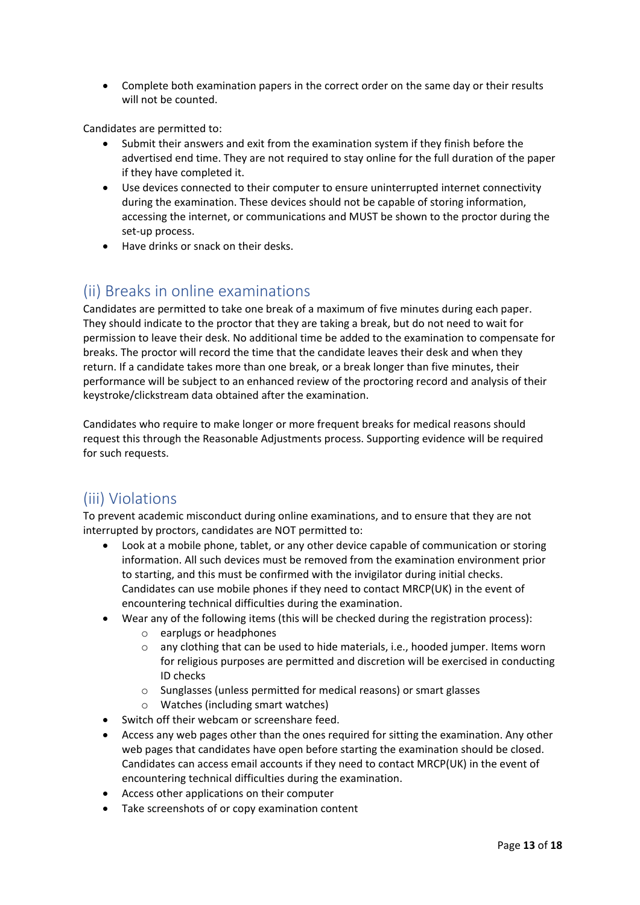- Complete both examination papers in the correct order on the same day or their results will not be counted.

Candidates are permitted to:

- Submit their answers and exit from the examination system if they finish before the advertised end time. They are not required to stay online for the full duration of the paper if they have completed it.
- Use devices connected to their computer to ensure uninterrupted internet connectivity during the examination. These devices should not be capable of storing information, accessing the internet, or communications and MUST be shown to the proctor during the set-up process.
- Have drinks or snack on their desks.

## (ii) Breaks in online examinations

Candidates are permitted to take one break of a maximum of five minutes during each paper. They should indicate to the proctor that they are taking a break, but do not need to wait for permission to leave their desk. No additional time be added to the examination to compensate for breaks. The proctor will record the time that the candidate leaves their desk and when they return. If a candidate takes more than one break, or a break longer than five minutes, their performance will be subject to an enhanced review of the proctoring record and analysis of their keystroke/clickstream data obtained after the examination.

Candidates who require to make longer or more frequent breaks for medical reasons should request this through the Reasonable Adjustments process. Supporting evidence will be required for such requests.

## (iii) Violations

To prevent academic misconduct during online examinations, and to ensure that they are not interrupted by proctors, candidates are NOT permitted to:

- Look at a mobile phone, tablet, or any other device capable of communication or storing information. All such devices must be removed from the examination environment prior to starting, and this must be confirmed with the invigilator during initial checks. Candidates can use mobile phones if they need to contact MRCP(UK) in the event of encountering technical difficulties during the examination.
- Wear any of the following items (this will be checked during the registration process):
  - earplugs or headphones
  - any clothing that can be used to hide materials, i.e., hooded jumper. Items worn for religious purposes are permitted and discretion will be exercised in conducting ID checks
  - Sunglasses (unless permitted for medical reasons) or smart glasses
  - Watches (including smart watches)
- Switch off their webcam or screenshare feed.
- Access any web pages other than the ones required for sitting the examination. Any other web pages that candidates have open before starting the examination should be closed. Candidates can access email accounts if they need to contact MRCP(UK) in the event of encountering technical difficulties during the examination.
- Access other applications on their computer
- Take screenshots of or copy examination content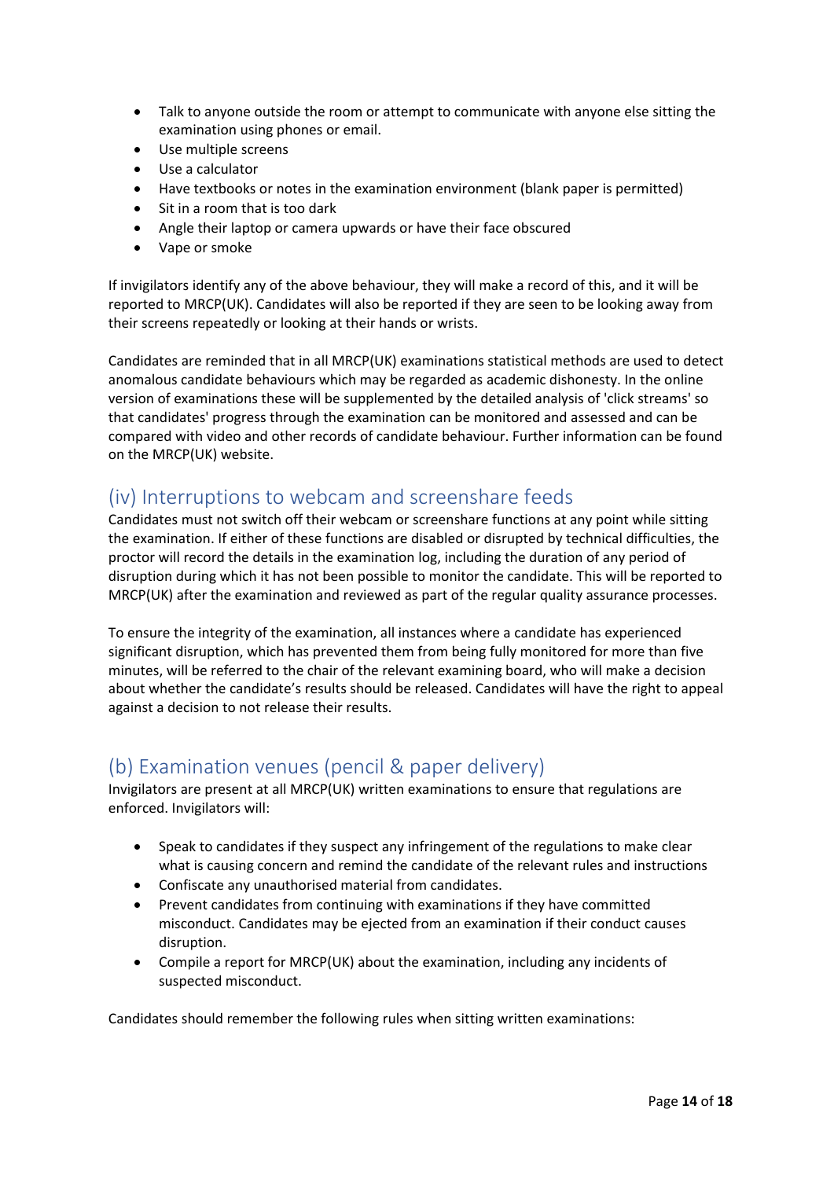- Talk to anyone outside the room or attempt to communicate with anyone else sitting the examination using phones or email.
- Use multiple screens
- Use a calculator
- Have textbooks or notes in the examination environment (blank paper is permitted)
- Sit in a room that is too dark
- Angle their laptop or camera upwards or have their face obscured
- Vape or smoke

If invigilators identify any of the above behaviour, they will make a record of this, and it will be reported to MRCP(UK). Candidates will also be reported if they are seen to be looking away from their screens repeatedly or looking at their hands or wrists.

Candidates are reminded that in all MRCP(UK) examinations statistical methods are used to detect anomalous candidate behaviours which may be regarded as academic dishonesty. In the online version of examinations these will be supplemented by the detailed analysis of 'click streams' so that candidates' progress through the examination can be monitored and assessed and can be compared with video and other records of candidate behaviour. Further information can be found on the MRCP(UK) website.

## (iv) Interruptions to webcam and screenshare feeds

Candidates must not switch off their webcam or screenshare functions at any point while sitting the examination. If either of these functions are disabled or disrupted by technical difficulties, the proctor will record the details in the examination log, including the duration of any period of disruption during which it has not been possible to monitor the candidate. This will be reported to MRCP(UK) after the examination and reviewed as part of the regular quality assurance processes.

To ensure the integrity of the examination, all instances where a candidate has experienced significant disruption, which has prevented them from being fully monitored for more than five minutes, will be referred to the chair of the relevant examining board, who will make a decision about whether the candidate's results should be released. Candidates will have the right to appeal against a decision to not release their results.

## (b) Examination venues (pencil & paper delivery)

Invigilators are present at all MRCP(UK) written examinations to ensure that regulations are enforced. Invigilators will:

- Speak to candidates if they suspect any infringement of the regulations to make clear what is causing concern and remind the candidate of the relevant rules and instructions
- Confiscate any unauthorised material from candidates.
- Prevent candidates from continuing with examinations if they have committed misconduct. Candidates may be ejected from an examination if their conduct causes disruption.
- Compile a report for MRCP(UK) about the examination, including any incidents of suspected misconduct.

Candidates should remember the following rules when sitting written examinations: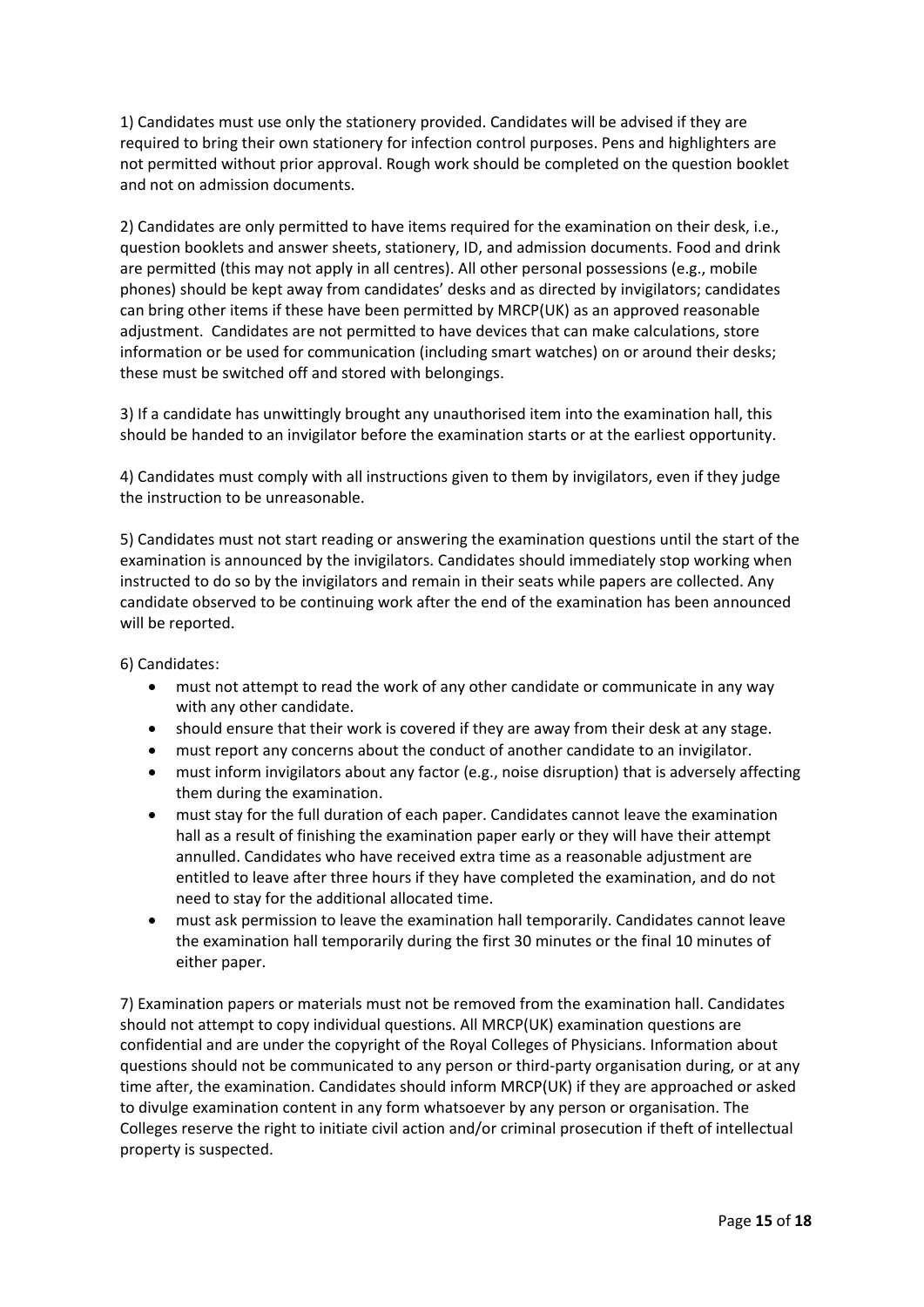1) Candidates must use only the stationery provided. Candidates will be advised if they are required to bring their own stationery for infection control purposes. Pens and highlighters are not permitted without prior approval. Rough work should be completed on the question booklet and not on admission documents.

2) Candidates are only permitted to have items required for the examination on their desk, i.e., question booklets and answer sheets, stationery, ID, and admission documents. Food and drink are permitted (this may not apply in all centres). All other personal possessions (e.g., mobile phones) should be kept away from candidates' desks and as directed by invigilators; candidates can bring other items if these have been permitted by MRCP(UK) as an approved reasonable adjustment. Candidates are not permitted to have devices that can make calculations, store information or be used for communication (including smart watches) on or around their desks; these must be switched off and stored with belongings.

3) If a candidate has unwittingly brought any unauthorised item into the examination hall, this should be handed to an invigilator before the examination starts or at the earliest opportunity.

4) Candidates must comply with all instructions given to them by invigilators, even if they judge the instruction to be unreasonable.

5) Candidates must not start reading or answering the examination questions until the start of the examination is announced by the invigilators. Candidates should immediately stop working when instructed to do so by the invigilators and remain in their seats while papers are collected. Any candidate observed to be continuing work after the end of the examination has been announced will be reported.

6) Candidates:

- must not attempt to read the work of any other candidate or communicate in any way with any other candidate.
- should ensure that their work is covered if they are away from their desk at any stage.
- must report any concerns about the conduct of another candidate to an invigilator.
- must inform invigilators about any factor (e.g., noise disruption) that is adversely affecting them during the examination.
- must stay for the full duration of each paper. Candidates cannot leave the examination hall as a result of finishing the examination paper early or they will have their attempt annulled. Candidates who have received extra time as a reasonable adjustment are entitled to leave after three hours if they have completed the examination, and do not need to stay for the additional allocated time.
- must ask permission to leave the examination hall temporarily. Candidates cannot leave the examination hall temporarily during the first 30 minutes or the final 10 minutes of either paper.

7) Examination papers or materials must not be removed from the examination hall. Candidates should not attempt to copy individual questions. All MRCP(UK) examination questions are confidential and are under the copyright of the Royal Colleges of Physicians. Information about questions should not be communicated to any person or third-party organisation during, or at any time after, the examination. Candidates should inform MRCP(UK) if they are approached or asked to divulge examination content in any form whatsoever by any person or organisation. The Colleges reserve the right to initiate civil action and/or criminal prosecution if theft of intellectual property is suspected.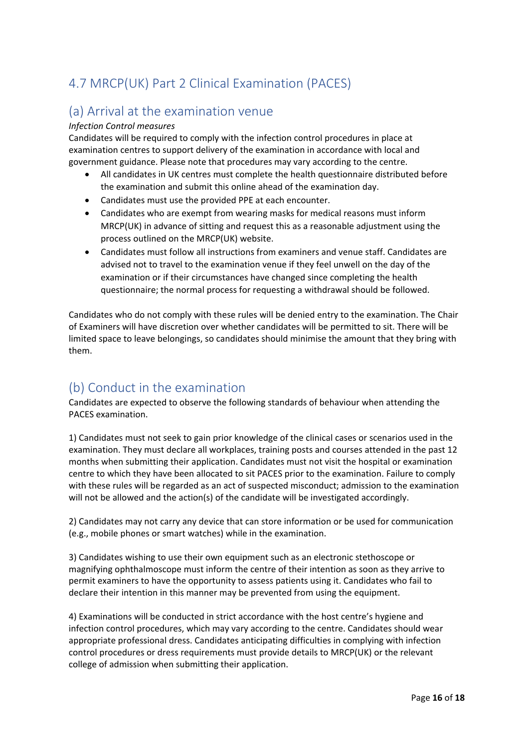## 4.7 MRCP(UK) Part 2 Clinical Examination (PACES)

### (a) Arrival at the examination venue

*Infection Control measures*

Candidates will be required to comply with the infection control procedures in place at examination centres to support delivery of the examination in accordance with local and government guidance. Please note that procedures may vary according to the centre.

- All candidates in UK centres must complete the health questionnaire distributed before the examination and submit this online ahead of the examination day.
- Candidates must use the provided PPE at each encounter.
- Candidates who are exempt from wearing masks for medical reasons must inform MRCP(UK) in advance of sitting and request this as a reasonable adjustment using the process outlined on the MRCP(UK) website.
- Candidates must follow all instructions from examiners and venue staff. Candidates are advised not to travel to the examination venue if they feel unwell on the day of the examination or if their circumstances have changed since completing the health questionnaire; the normal process for requesting a withdrawal should be followed.

Candidates who do not comply with these rules will be denied entry to the examination. The Chair of Examiners will have discretion over whether candidates will be permitted to sit. There will be limited space to leave belongings, so candidates should minimise the amount that they bring with them.

### (b) Conduct in the examination

Candidates are expected to observe the following standards of behaviour when attending the PACES examination.

1) Candidates must not seek to gain prior knowledge of the clinical cases or scenarios used in the examination. They must declare all workplaces, training posts and courses attended in the past 12 months when submitting their application. Candidates must not visit the hospital or examination centre to which they have been allocated to sit PACES prior to the examination. Failure to comply with these rules will be regarded as an act of suspected misconduct; admission to the examination will not be allowed and the action(s) of the candidate will be investigated accordingly.

2) Candidates may not carry any device that can store information or be used for communication (e.g., mobile phones or smart watches) while in the examination.

3) Candidates wishing to use their own equipment such as an electronic stethoscope or magnifying ophthalmoscope must inform the centre of their intention as soon as they arrive to permit examiners to have the opportunity to assess patients using it. Candidates who fail to declare their intention in this manner may be prevented from using the equipment.

4) Examinations will be conducted in strict accordance with the host centre's hygiene and infection control procedures, which may vary according to the centre. Candidates should wear appropriate professional dress. Candidates anticipating difficulties in complying with infection control procedures or dress requirements must provide details to MRCP(UK) or the relevant college of admission when submitting their application.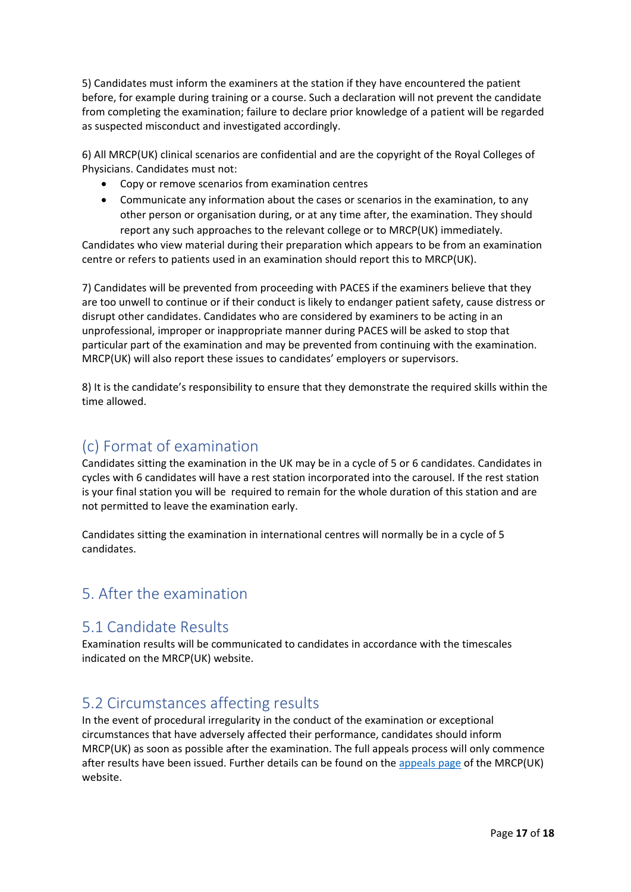5) Candidates must inform the examiners at the station if they have encountered the patient before, for example during training or a course. Such a declaration will not prevent the candidate from completing the examination; failure to declare prior knowledge of a patient will be regarded as suspected misconduct and investigated accordingly.

6) All MRCP(UK) clinical scenarios are confidential and are the copyright of the Royal Colleges of Physicians. Candidates must not:

- Copy or remove scenarios from examination centres
- Communicate any information about the cases or scenarios in the examination, to any other person or organisation during, or at any time after, the examination. They should report any such approaches to the relevant college or to MRCP(UK) immediately.

Candidates who view material during their preparation which appears to be from an examination centre or refers to patients used in an examination should report this to MRCP(UK).

7) Candidates will be prevented from proceeding with PACES if the examiners believe that they are too unwell to continue or if their conduct is likely to endanger patient safety, cause distress or disrupt other candidates. Candidates who are considered by examiners to be acting in an unprofessional, improper or inappropriate manner during PACES will be asked to stop that particular part of the examination and may be prevented from continuing with the examination. MRCP(UK) will also report these issues to candidates' employers or supervisors.

8) It is the candidate's responsibility to ensure that they demonstrate the required skills within the time allowed.

### (c) Format of examination

Candidates sitting the examination in the UK may be in a cycle of 5 or 6 candidates. Candidates in cycles with 6 candidates will have a rest station incorporated into the carousel. If the rest station is your final station you will be required to remain for the whole duration of this station and are not permitted to leave the examination early.

Candidates sitting the examination in international centres will normally be in a cycle of 5 candidates.

## 5. After the examination

### 5.1 Candidate Results

Examination results will be communicated to candidates in accordance with the timescales indicated on the MRCP(UK) website.

### 5.2 Circumstances affecting results

In the event of procedural irregularity in the conduct of the examination or exceptional circumstances that have adversely affected their performance, candidates should inform MRCP(UK) as soon as possible after the examination. The full appeals process will only commence after results have been issued. Further details can be found on the appeals page of the MRCP(UK) website.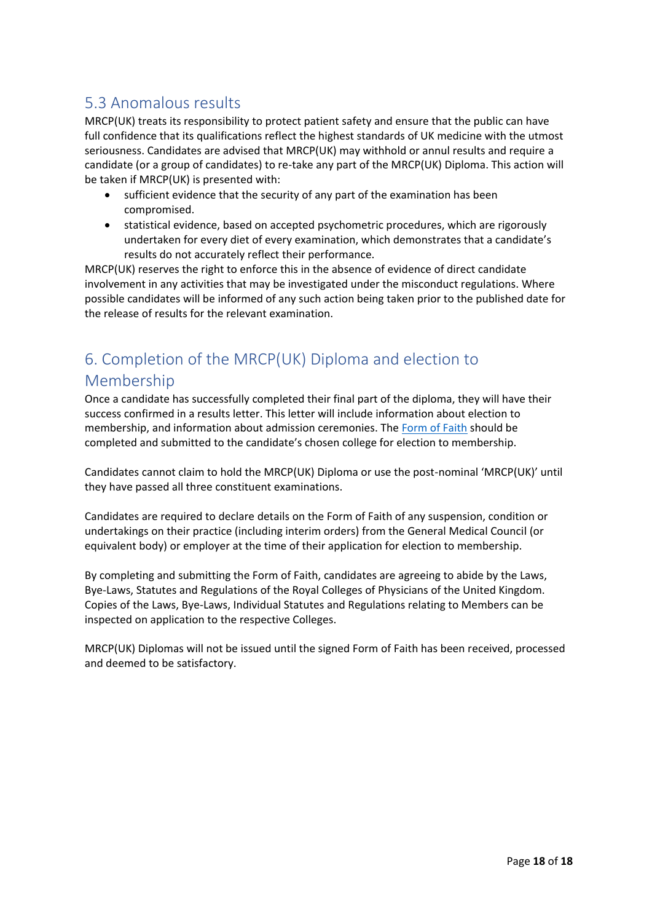## 5.3 Anomalous results

MRCP(UK) treats its responsibility to protect patient safety and ensure that the public can have full confidence that its qualifications reflect the highest standards of UK medicine with the utmost seriousness. Candidates are advised that MRCP(UK) may withhold or annul results and require a candidate (or a group of candidates) to re-take any part of the MRCP(UK) Diploma. This action will be taken if MRCP(UK) is presented with:

- sufficient evidence that the security of any part of the examination has been compromised.
- statistical evidence, based on accepted psychometric procedures, which are rigorously undertaken for every diet of every examination, which demonstrates that a candidate's results do not accurately reflect their performance.

MRCP(UK) reserves the right to enforce this in the absence of evidence of direct candidate involvement in any activities that may be investigated under the misconduct regulations. Where possible candidates will be informed of any such action being taken prior to the published date for the release of results for the relevant examination.

# 6. Completion of the MRCP(UK) Diploma and election to Membership

Once a candidate has successfully completed their final part of the diploma, they will have their success confirmed in a results letter. This letter will include information about election to membership, and information about admission ceremonies. The Form of Faith should be completed and submitted to the candidate's chosen college for election to membership.

Candidates cannot claim to hold the MRCP(UK) Diploma or use the post-nominal 'MRCP(UK)' until they have passed all three constituent examinations.

Candidates are required to declare details on the Form of Faith of any suspension, condition or undertakings on their practice (including interim orders) from the General Medical Council (or equivalent body) or employer at the time of their application for election to membership.

By completing and submitting the Form of Faith, candidates are agreeing to abide by the Laws, Bye-Laws, Statutes and Regulations of the Royal Colleges of Physicians of the United Kingdom. Copies of the Laws, Bye-Laws, Individual Statutes and Regulations relating to Members can be inspected on application to the respective Colleges.

MRCP(UK) Diplomas will not be issued until the signed Form of Faith has been received, processed and deemed to be satisfactory.